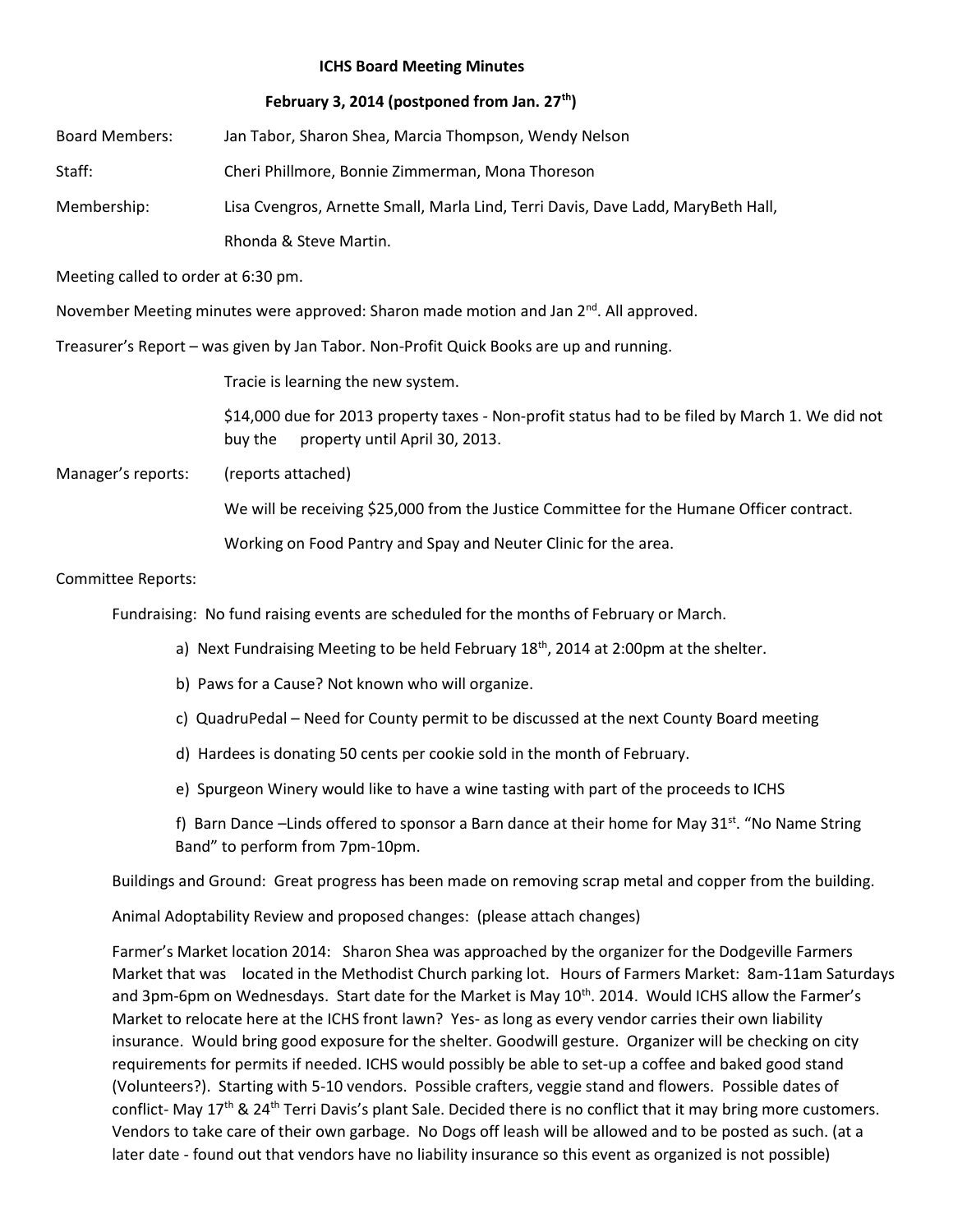**ICHS Board Meeting Minutes**

**February 3, 2014 (postponed from Jan. 27th)**

Board Members: Jan Tabor, Sharon Shea, Marcia Thompson, Wendy Nelson

Staff: Cheri Phillmore, Bonnie Zimmerman, Mona Thoreson

Membership: Lisa Cvengros, Arnette Small, Marla Lind, Terri Davis, Dave Ladd, MaryBeth Hall, Rhonda & Steve Martin.

Meeting called to order at 6:30 pm.

November Meeting minutes were approved: Sharon made motion and Jan 2nd. All approved.

Treasurer's Report – was given by Jan Tabor. Non-Profit Quick Books are up and running.

Tracie is learning the new system.

$14,000 due for 2013 property taxes - Non-profit status had to be filed by March 1. We did not buy the property until April 30, 2013.

Manager's reports: (reports attached)

We will receiving $25,000 from the Justice Committee for the Humane Officer contract.

Working on Food Pantry and Spay and Neuter Clinic for the area.

Committee Reports:

Fundraising: No fund raising events are scheduled for the months of February or March.

a) Next Fundraising Meeting to be held February 18th, 2014 at 2:00pm at the shelter.

b) Paws for a Cause? Not known who will organize.

c) QuadruPedal – Need for County permit to be discussed at the next County Board meeting

d) Hardees is donating 50 cents per cookie sold in the month of February.

e) Spurgeon Winery would like to have a wine tasting with part of the proceeds to ICHS

f) Barn Dance –Linds offered to sponsor a Barn dance at their home for May 31st. "No Name String Band" to perform from 7pm-10pm.

Buildings and Ground: Great progress has been made on removing scrap metal and copper from the building.

Animal Adoptability Review and proposed changes: (please attach changes)

Farmer's Market location 2014: Sharon Shea was approached by the organizer for the Dodgeville Farmers Market that was located in the Methodist Church parking lot. Hours of Farmers Market: 8am-11am Saturdays and 3pm-6pm on Wednesdays. Start date for the Market is May 10th. 2014. Would ICHS allow the Farmer's Market to relocate here at the ICHS front lawn? Yes- as long as every vendor carries their own liability insurance. Would bring good exposure for the shelter. Goodwill gesture. Organizer will be checking on city requirements for permits if needed. ICHS would possibly be able to set-up a coffee and baked good stand (Volunteers?). Starting with 5-10 vendors. Possible crafters, veggie stand and flowers. Possible dates of conflict- May 17th & 24th Terri Davis's plant Sale. Decided there is no conflict that it may bring more customers. Vendors to take care of their own garbage. No Dogs off leash will be allowed and to be posted as such. (at a later date - found out that vendors have no liability insurance so this event as organized is not possible)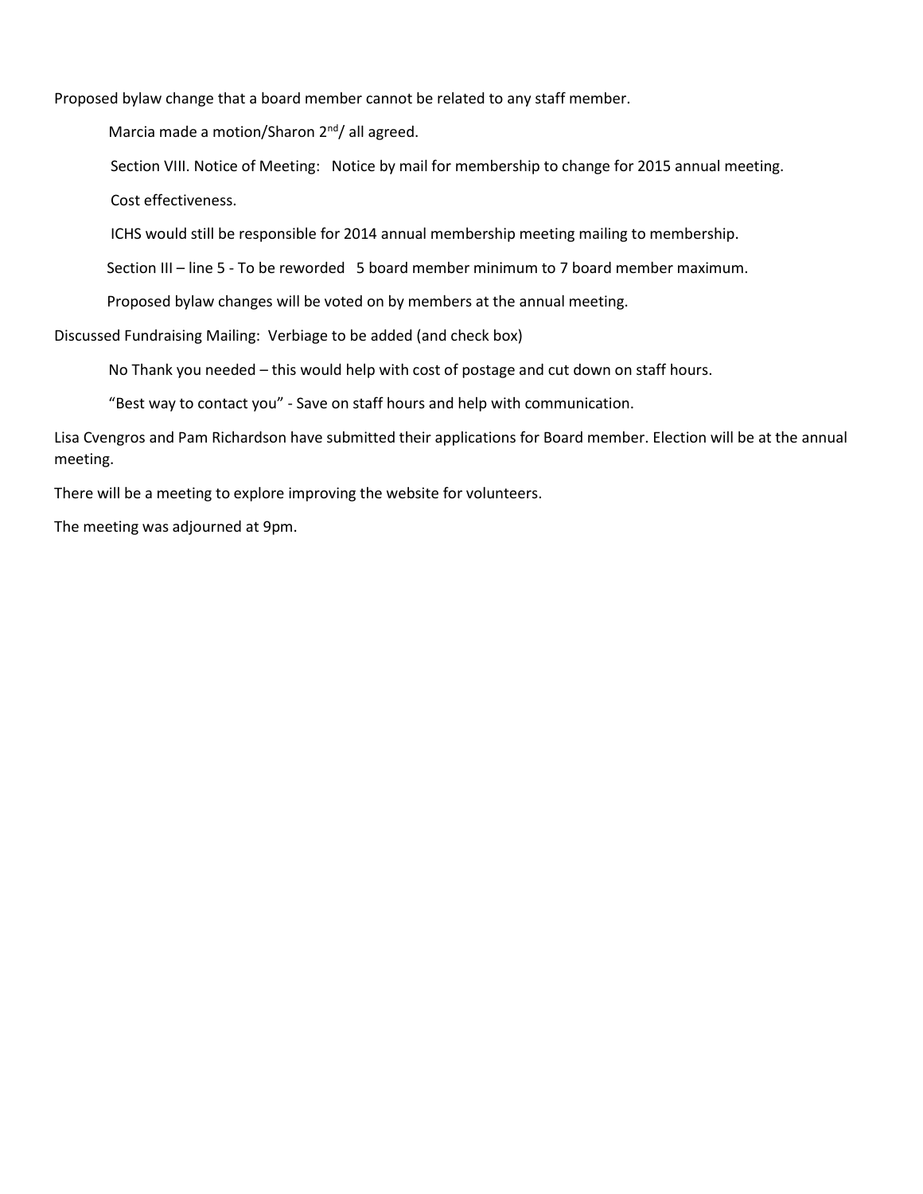Proposed bylaw change that a board member cannot be related to any staff member.

Marcia made a motion/Sharon 2nd/ all agreed.

Section VIII. Notice of Meeting: Notice by mail for membership to change for 2015 annual meeting.

Cost effectiveness.

ICHS would still be responsible for 2014 annual membership meeting mailing to membership.

Section III – line 5 - To be reworded 5 board member minimum to 7 board member maximum.

Proposed bylaw changes will be voted on by members at the annual meeting.

Discussed Fundraising Mailing: Verbiage to be added (and check box)

No Thank you needed – this would help with cost of postage and cut down on staff hours.

"Best way to contact you" - Save on staff hours and help with communication.

Lisa Cvengros and Pam Richardson have submitted their applications for Board member. Election will be at the annual meeting.

There will be a meeting to explore improving the website for volunteers.

The meeting was adjourned at 9pm.